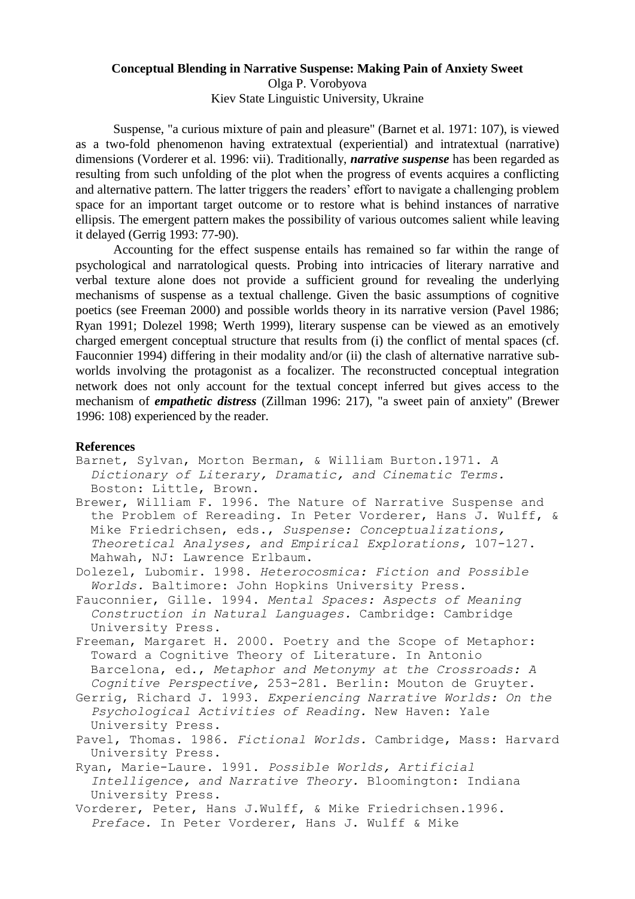**Conceptual Blending in Narrative Suspense: Making Pain of Anxiety Sweet**

Olga P. Vorobyova

Kiev State Linguistic University, Ukraine

Suspense, "a curious mixture of pain and pleasure" (Barnet et al. 1971: 107), is viewed as a two-fold phenomenon having extratextual (experiential) and intratextual (narrative) dimensions (Vorderer et al. 1996: vii). Traditionally, ***narrative suspense*** has been regarded as resulting from such unfolding of the plot when the progress of events acquires a conflicting and alternative pattern. The latter triggers the readers' effort to navigate a challenging problem space for an important target outcome or to restore what is behind instances of narrative ellipsis. The emergent pattern makes the possibility of various outcomes salient while leaving it delayed (Gerrig 1993: 77-90).

Accounting for the effect suspense entails has remained so far within the range of psychological and narratological quests. Probing into intricacies of literary narrative and verbal texture alone does not provide a sufficient ground for revealing the underlying mechanisms of suspense as a textual challenge. Given the basic assumptions of cognitive poetics (see Freeman 2000) and possible worlds theory in its narrative version (Pavel 1986; Ryan 1991; Dolezel 1998; Werth 1999), literary suspense can be viewed as an emotively charged emergent conceptual structure that results from (i) the conflict of mental spaces (cf. Fauconnier 1994) differing in their modality and/or (ii) the clash of alternative narrative sub-worlds involving the protagonist as a focalizer. The reconstructed conceptual integration network does not only account for the textual concept inferred but gives access to the mechanism of ***empathetic distress*** (Zillman 1996: 217), "a sweet pain of anxiety" (Brewer 1996: 108) experienced by the reader.

**References**

Barnet, Sylvan, Morton Berman, & William Burton.1971. *A Dictionary of Literary, Dramatic, and Cinematic Terms.* Boston: Little, Brown.

Brewer, William F. 1996. The Nature of Narrative Suspense and the Problem of Rereading. In Peter Vorderer, Hans J. Wulff, & Mike Friedrichsen, eds., *Suspense: Conceptualizations, Theoretical Analyses, and Empirical Explorations,* 107-127. Mahwah, NJ: Lawrence Erlbaum.

Dolezel, Lubomir. 1998. *Heterocosmica: Fiction and Possible Worlds.* Baltimore: John Hopkins University Press.

Fauconnier, Gille. 1994. *Mental Spaces: Aspects of Meaning Construction in Natural Languages.* Cambridge: Cambridge University Press.

Freeman, Margaret H. 2000. Poetry and the Scope of Metaphor: Toward a Cognitive Theory of Literature. In Antonio Barcelona, ed., *Metaphor and Metonymy at the Crossroads: A Cognitive Perspective,* 253-281. Berlin: Mouton de Gruyter.

Gerrig, Richard J. 1993. *Experiencing Narrative Worlds: On the Psychological Activities of Reading.* New Haven: Yale University Press.

Pavel, Thomas. 1986. *Fictional Worlds.* Cambridge, Mass: Harvard University Press.

Ryan, Marie-Laure. 1991. *Possible Worlds, Artificial Intelligence, and Narrative Theory.* Bloomington: Indiana University Press.

Vorderer, Peter, Hans J.Wulff, & Mike Friedrichsen.1996. *Preface.* In Peter Vorderer, Hans J. Wulff & Mike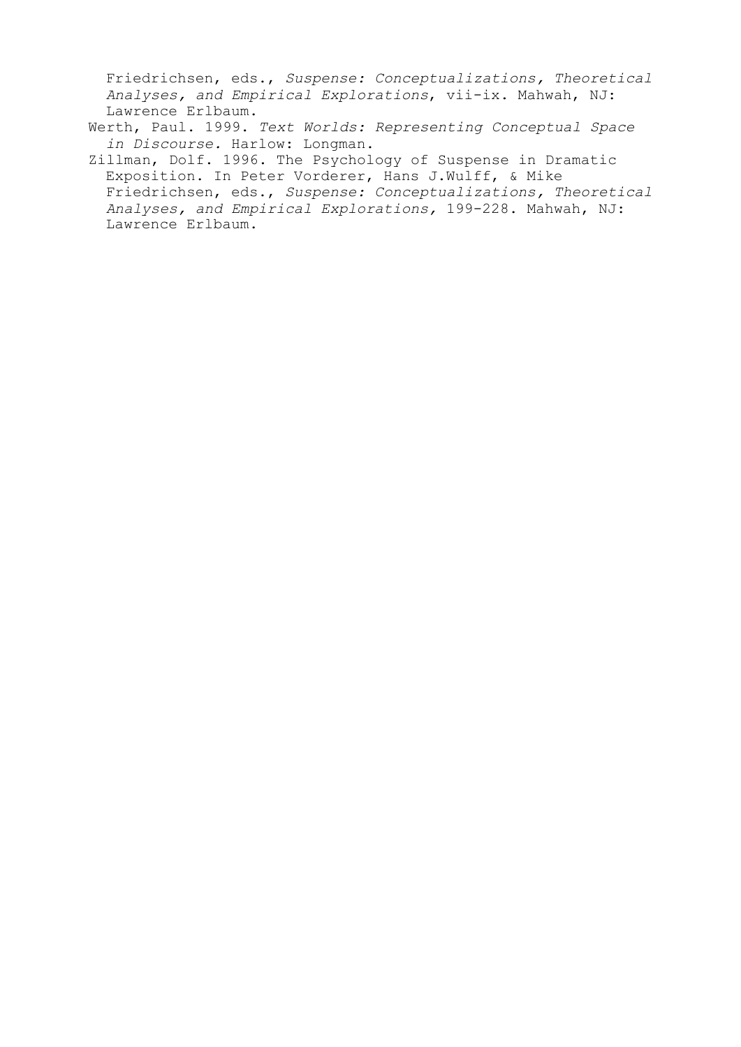Friedrichsen, eds., *Suspense: Conceptualizations, Theoretical Analyses, and Empirical Explorations*, vii-ix. Mahwah, NJ: Lawrence Erlbaum.

Werth, Paul. 1999. *Text Worlds: Representing Conceptual Space in Discourse.* Harlow: Longman.

Zillman, Dolf. 1996. The Psychology of Suspense in Dramatic Exposition. In Peter Vorderer, Hans J.Wulff, & Mike Friedrichsen, eds., *Suspense: Conceptualizations, Theoretical Analyses, and Empirical Explorations,* 199-228. Mahwah, NJ: Lawrence Erlbaum.